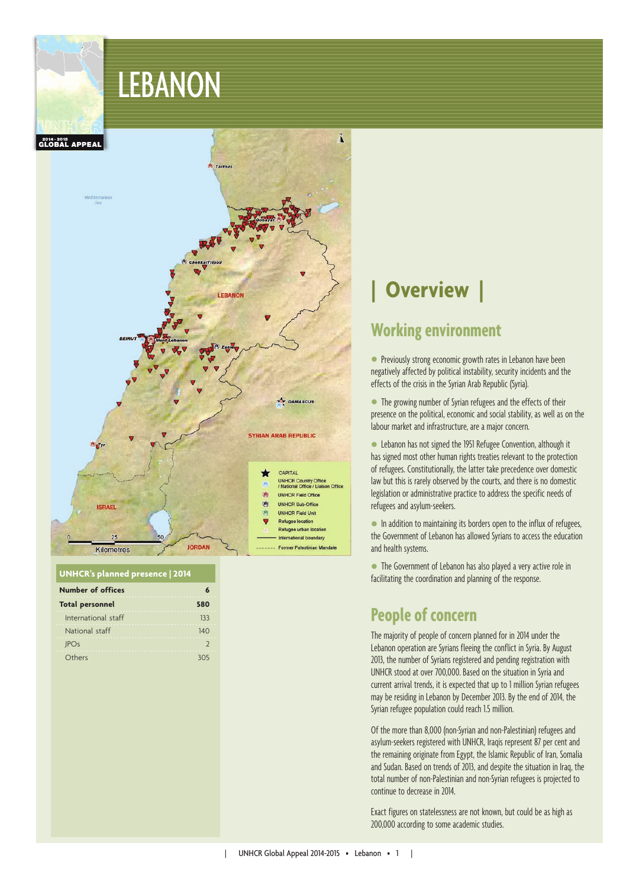# LEBANON

## UNHCR's planned presence | 2014

| | |
|---|---|
| **Number of offices** | **6** |
| **Total personnel** | **580** |
| International staff | 133 |
| National staff | 140 |
| JPOs | 2 |
| Others | 305 |

# | Overview |

## Working environment

- Previously strong economic growth rates in Lebanon have been negatively affected by political instability, security incidents and the effects of the crisis in the Syrian Arab Republic (Syria).
- The growing number of Syrian refugees and the effects of their presence on the political, economic and social stability, as well as on the labour market and infrastructure, are a major concern.
- Lebanon has not signed the 1951 Refugee Convention, although it has signed most other human rights treaties relevant to the protection of refugees. Constitutionally, the latter take precedence over domestic law but this is rarely observed by the courts, and there is no domestic legislation or administrative practice to address the specific needs of refugees and asylum-seekers.
- In addition to maintaining its borders open to the influx of refugees, the Government of Lebanon has allowed Syrians to access the education and health systems.
- The Government of Lebanon has also played a very active role in facilitating the coordination and planning of the response.

## People of concern

The majority of people of concern planned for in 2014 under the Lebanon operation are Syrians fleeing the conflict in Syria. By August 2013, the number of Syrians registered and pending registration with UNHCR stood at over 700,000. Based on the situation in Syria and current arrival trends, it is expected that up to 1 million Syrian refugees may be residing in Lebanon by December 2013. By the end of 2014, the Syrian refugee population could reach 1.5 million.

Of the more than 8,000 (non-Syrian and non-Palestinian) refugees and asylum-seekers registered with UNHCR, Iraqis represent 87 per cent and the remaining originate from Egypt, the Islamic Republic of Iran, Somalia and Sudan. Based on trends of 2013, and despite the situation in Iraq, the total number of non-Palestinian and non-Syrian refugees is projected to continue to decrease in 2014.

Exact figures on statelessness are not known, but could be as high as 200,000 according to some academic studies.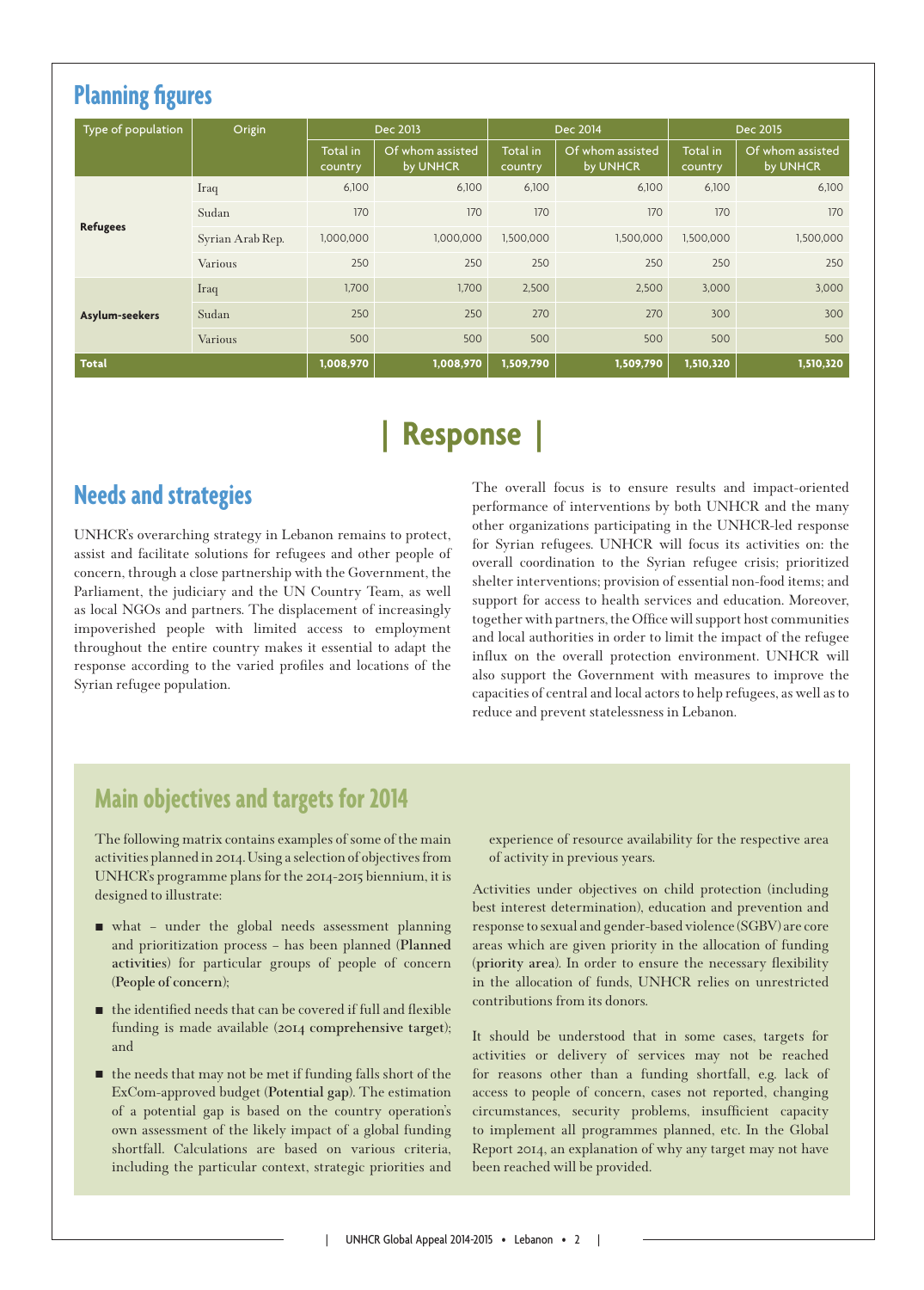## Planning figures

| Type of population | Origin | Dec 2013 | | Dec 2014 | | Dec 2015 | |
|---|---|---|---|---|---|---|---|
| | | Total in country | Of whom assisted by UNHCR | Total in country | Of whom assisted by UNHCR | Total in country | Of whom assisted by UNHCR |
| **Refugees** | Iraq | 6,100 | 6,100 | 6,100 | 6,100 | 6,100 | 6,100 |
| | Sudan | 170 | 170 | 170 | 170 | 170 | 170 |
| | Syrian Arab Rep. | 1,000,000 | 1,000,000 | 1,500,000 | 1,500,000 | 1,500,000 | 1,500,000 |
| | Various | 250 | 250 | 250 | 250 | 250 | 250 |
| **Asylum-seekers** | Iraq | 1,700 | 1,700 | 2,500 | 2,500 | 3,000 | 3,000 |
| | Sudan | 250 | 250 | 270 | 270 | 300 | 300 |
| | Various | 500 | 500 | 500 | 500 | 500 | 500 |
| **Total** | | **1,008,970** | **1,008,970** | **1,509,790** | **1,509,790** | **1,510,320** | **1,510,320** |

# | Response |

## Needs and strategies

UNHCR's overarching strategy in Lebanon remains to protect, assist and facilitate solutions for refugees and other people of concern, through a close partnership with the Government, the Parliament, the judiciary and the UN Country Team, as well as local NGOs and partners. The displacement of increasingly impoverished people with limited access to employment throughout the entire country makes it essential to adapt the response according to the varied profiles and locations of the Syrian refugee population.

The overall focus is to ensure results and impact-oriented performance of interventions by both UNHCR and the many other organizations participating in the UNHCR-led response for Syrian refugees. UNHCR will focus its activities on: the overall coordination to the Syrian refugee crisis; prioritized shelter interventions; provision of essential non-food items; and support for access to health services and education. Moreover, together with partners, the Office will support host communities and local authorities in order to limit the impact of the refugee influx on the overall protection environment. UNHCR will also support the Government with measures to improve the capacities of central and local actors to help refugees, as well as to reduce and prevent statelessness in Lebanon.

## Main objectives and targets for 2014

The following matrix contains examples of some of the main activities planned in 2014. Using a selection of objectives from UNHCR's programme plans for the 2014-2015 biennium, it is designed to illustrate:

- what – under the global needs assessment planning and prioritization process – has been planned (**Planned activities**) for particular groups of people of concern (**People of concern**);
- the identified needs that can be covered if full and flexible funding is made available (**2014 comprehensive target**); and
- the needs that may not be met if funding falls short of the ExCom-approved budget (**Potential gap**). The estimation of a potential gap is based on the country operation's own assessment of the likely impact of a global funding shortfall. Calculations are based on various criteria, including the particular context, strategic priorities and experience of resource availability for the respective area of activity in previous years.

Activities under objectives on child protection (including best interest determination), education and prevention and response to sexual and gender-based violence (SGBV) are core areas which are given priority in the allocation of funding (**priority area**). In order to ensure the necessary flexibility in the allocation of funds, UNHCR relies on unrestricted contributions from its donors.

It should be understood that in some cases, targets for activities or delivery of services may not be reached for reasons other than a funding shortfall, e.g. lack of access to people of concern, cases not reported, changing circumstances, security problems, insufficient capacity to implement all programmes planned, etc. In the Global Report 2014, an explanation of why any target may not have been reached will be provided.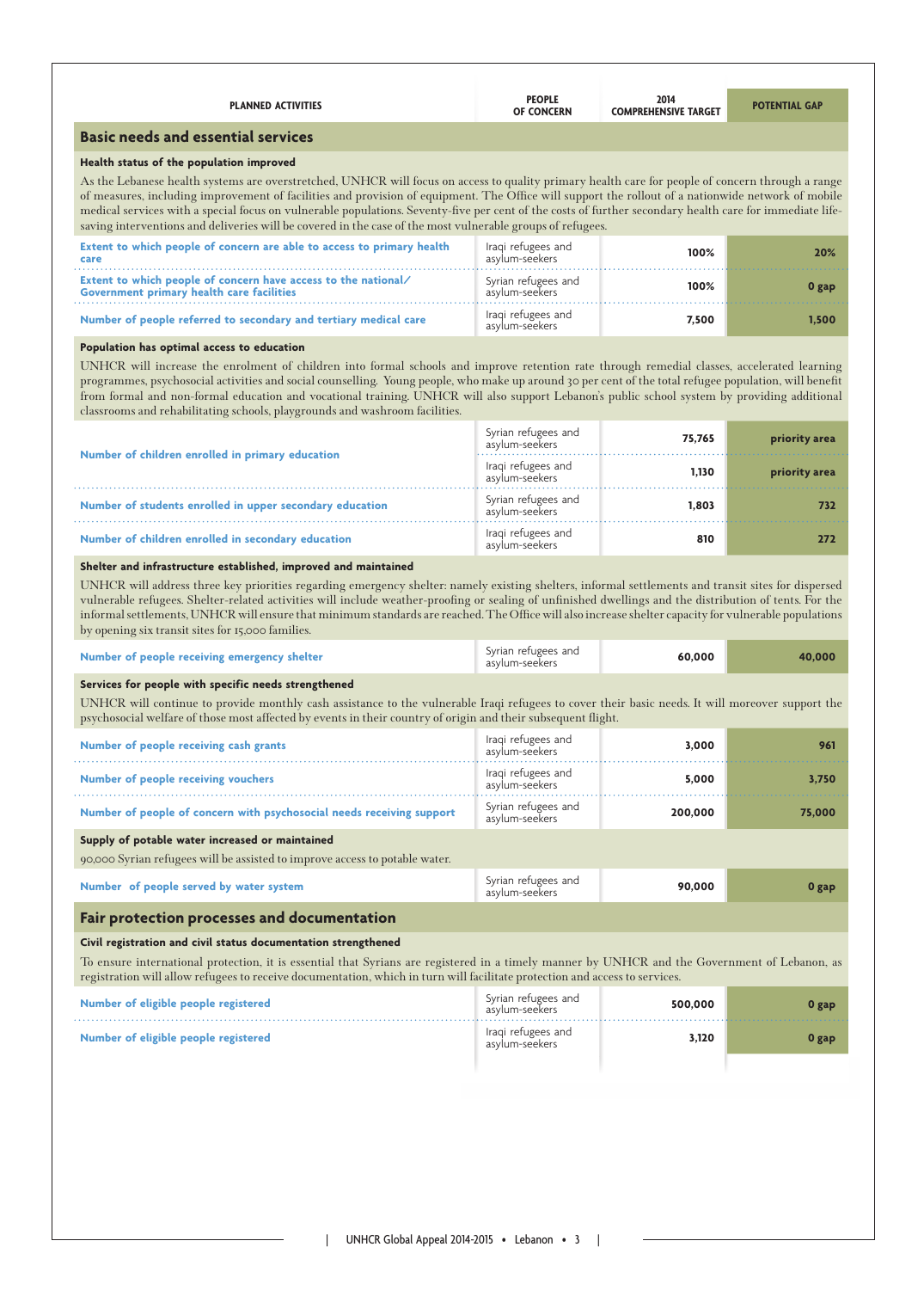| PLANNED ACTIVITIES | PEOPLE OF CONCERN | 2014 COMPREHENSIVE TARGET | POTENTIAL GAP |
|---|---|---|---|
| **Basic needs and essential services** | | | |
| **Health status of the population improved** | | | |
| As the Lebanese health systems are overstretched, UNHCR will focus on access to quality primary health care for people of concern through a range of measures, including improvement of facilities and provision of equipment. The Office will support the rollout of a nationwide network of mobile medical services with a special focus on vulnerable populations. Seventy-five per cent of the costs of further secondary health care for immediate life-saving interventions and deliveries will be covered in the case of the most vulnerable groups of refugees. | | | |
| Extent to which people of concern are able to access to primary health care | Iraqi refugees and asylum-seekers | 100% | 20% |
| Extent to which people of concern have access to the national/ Government primary health care facilities | Syrian refugees and asylum-seekers | 100% | 0 gap |
| Number of people referred to secondary and tertiary medical care | Iraqi refugees and asylum-seekers | 7,500 | 1,500 |
| **Population has optimal access to education** | | | |
| UNHCR will increase the enrolment of children into formal schools and improve retention rate through remedial classes, accelerated learning programmes, psychosocial activities and social counselling. Young people, who make up around 30 per cent of the total refugee population, will benefit from formal and non-formal education and vocational training. UNHCR will also support Lebanon's public school system by providing additional classrooms and rehabilitating schools, playgrounds and washroom facilities. | | | |
| Number of children enrolled in primary education | Syrian refugees and asylum-seekers | 75,765 | priority area |
| | Iraqi refugees and asylum-seekers | 1,130 | priority area |
| Number of students enrolled in upper secondary education | Syrian refugees and asylum-seekers | 1,803 | 732 |
| Number of children enrolled in secondary education | Iraqi refugees and asylum-seekers | 810 | 272 |
| **Shelter and infrastructure established, improved and maintained** | | | |
| UNHCR will address three key priorities regarding emergency shelter: namely existing shelters, informal settlements and transit sites for dispersed vulnerable refugees. Shelter-related activities will include weather-proofing or sealing of unfinished dwellings and the distribution of tents. For the informal settlements, UNHCR will ensure that minimum standards are reached. The Office will also increase shelter capacity for vulnerable populations by opening six transit sites for 15,000 families. | | | |
| Number of people receiving emergency shelter | Syrian refugees and asylum-seekers | 60,000 | 40,000 |
| **Services for people with specific needs strengthened** | | | |
| UNHCR will continue to provide monthly cash assistance to the vulnerable Iraqi refugees to cover their basic needs. It will moreover support the psychosocial welfare of those most affected by events in their country of origin and their subsequent flight. | | | |
| Number of people receiving cash grants | Iraqi refugees and asylum-seekers | 3,000 | 961 |
| Number of people receiving vouchers | Iraqi refugees and asylum-seekers | 5,000 | 3,750 |
| Number of people of concern with psychosocial needs receiving support | Syrian refugees and asylum-seekers | 200,000 | 75,000 |
| **Supply of potable water increased or maintained** | | | |
| 90,000 Syrian refugees will be assisted to improve access to potable water. | | | |
| Number of people served by water system | Syrian refugees and asylum-seekers | 90,000 | 0 gap |
| **Fair protection processes and documentation** | | | |
| **Civil registration and civil status documentation strengthened** | | | |
| To ensure international protection, it is essential that Syrians are registered in a timely manner by UNHCR and the Government of Lebanon, as registration will allow refugees to receive documentation, which in turn will facilitate protection and access to services. | | | |
| Number of eligible people registered | Syrian refugees and asylum-seekers | 500,000 | 0 gap |
| Number of eligible people registered | Iraqi refugees and asylum-seekers | 3,120 | 0 gap |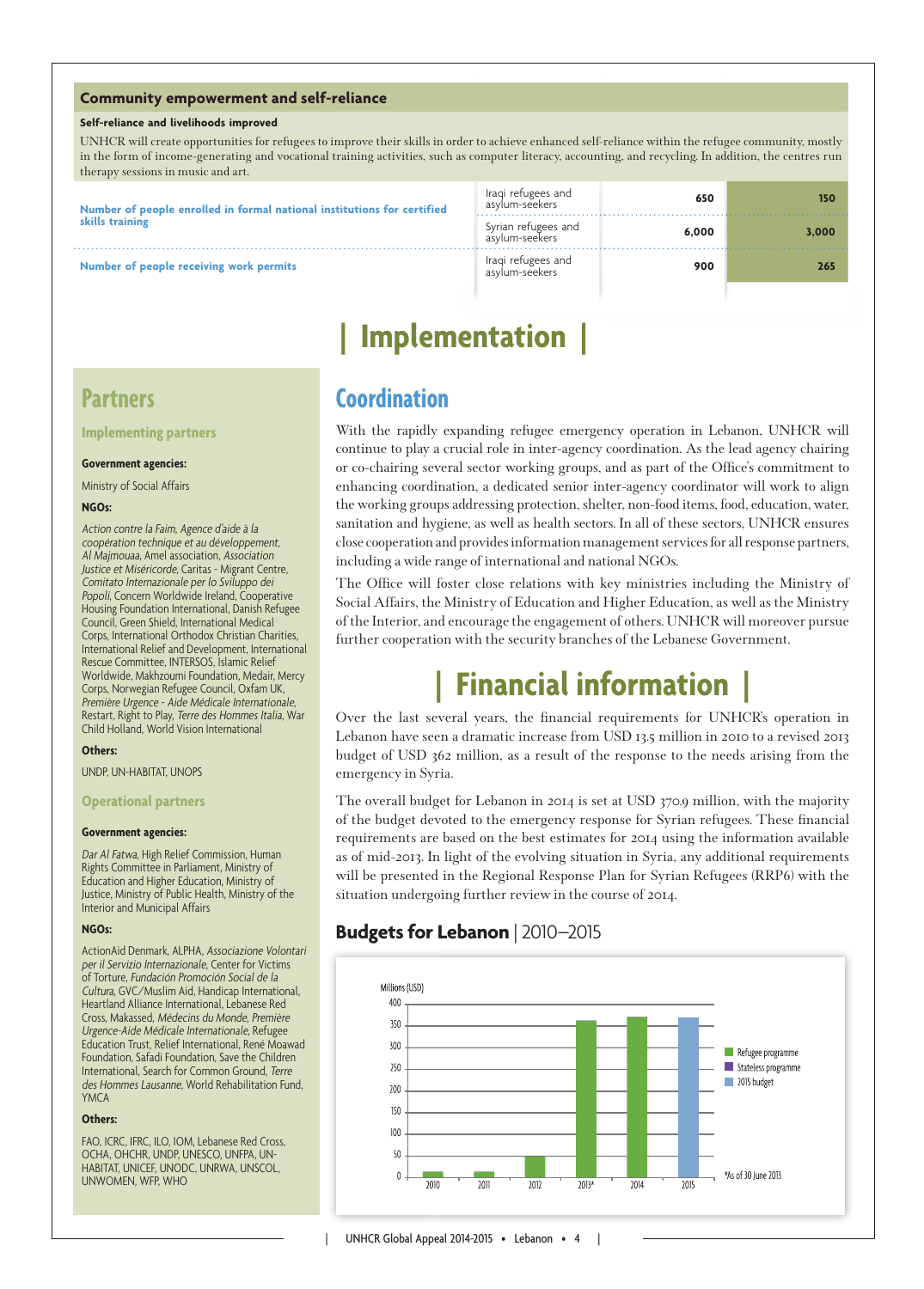## Community empowerment and self-reliance

**Self-reliance and livelihoods improved**

UNHCR will create opportunities for refugees to improve their skills in order to achieve enhanced self-reliance within the refugee community, mostly in the form of income-generating and vocational training activities, such as computer literacy, accounting, and recycling. In addition, the centres run therapy sessions in music and art.

| | | | |
|---|---|---|---|
| Number of people enrolled in formal national institutions for certified skills training | Iraqi refugees and asylum-seekers | 650 | 150 |
| | Syrian refugees and asylum-seekers | 6,000 | 3,000 |
| Number of people receiving work permits | Iraqi refugees and asylum-seekers | 900 | 265 |

# | Implementation |

## Partners

### Implementing partners

**Government agencies:**

Ministry of Social Affairs

**NGOs:**

*Action contre la Faim*, *Agence d'aide à la coopération technique et au développement*, *Al Majmouaa*, Amel association, *Association Justice et Miséricorde*, Caritas - Migrant Centre, *Comitato Internazionale per lo Sviluppo dei Popoli*, Concern Worldwide Ireland, Cooperative Housing Foundation International, Danish Refugee Council, Green Shield, International Medical Corps, International Orthodox Christian Charities, International Relief and Development, International Rescue Committee, INTERSOS, Islamic Relief Worldwide, Makhzoumi Foundation, Medair, Mercy Corps, Norwegian Refugee Council, Oxfam UK, *Première Urgence - Aide Médicale Internationale*, Restart, Right to Play, *Terre des Hommes Italia*, War Child Holland, World Vision International

**Others:**

UNDP, UN-HABITAT, UNOPS

### Operational partners

**Government agencies:**

*Dar Al Fatwa*, High Relief Commission, Human Rights Committee in Parliament, Ministry of Education and Higher Education, Ministry of Justice, Ministry of Public Health, Ministry of the Interior and Municipal Affairs

**NGOs:**

ActionAid Denmark, ALPHA, *Associazione Volontari per il Servizio Internazionale*, Center for Victims of Torture, *Fundación Promoción Social de la Cultura*, GVC/Muslim Aid, Handicap International, Heartland Alliance International, Lebanese Red Cross, *Médecins du Monde*, *Première Urgence-Aide Médicale Internationale*, Refugee Education Trust, Relief International, René Moawad Foundation, Safadi Foundation, Save the Children International, Search for Common Ground, *Terre des Hommes Lausanne*, World Rehabilitation Fund, YMCA

**Others:**

FAO, ICRC, IFRC, ILO, IOM, Lebanese Red Cross, OCHA, OHCHR, UNDP, UNESCO, UNFPA, UN-HABITAT, UNICEF, UNODC, UNRWA, UNSCOL, UNWOMEN, WFP, WHO

## Coordination

With the rapidly expanding refugee emergency operation in Lebanon, UNHCR will continue to play a crucial role in inter-agency coordination. As the lead agency chairing or co-chairing several sector working groups, and as part of the Office's commitment to enhancing coordination, a dedicated senior inter-agency coordinator will work to align the working groups addressing protection, shelter, non-food items, food, education, water, sanitation and hygiene, as well as health sectors. In all of these sectors, UNHCR ensures close cooperation and provides information management services for all response partners, including a wide range of international and national NGOs.

The Office will foster close relations with key ministries including the Ministry of Social Affairs, the Ministry of Education and Higher Education, as well as the Ministry of the Interior, and encourage the engagement of others. UNHCR will moreover pursue further cooperation with the security branches of the Lebanese Government.

# | Financial information |

Over the last several years, the financial requirements for UNHCR's operation in Lebanon have seen a dramatic increase from USD 13.5 million in 2010 to a revised 2013 budget of USD 362 million, as a result of the response to the needs arising from the emergency in Syria.

The overall budget for Lebanon in 2014 is set at USD 370.9 million, with the majority of the budget devoted to the emergency response for Syrian refugees. These financial requirements are based on the best estimates for 2014 using the information available as of mid-2013. In light of the evolving situation in Syria, any additional requirements will be presented in the Regional Response Plan for Syrian Refugees (RRP6) with the situation undergoing further review in the course of 2014.

### Budgets for Lebanon | 2010–2015

Millions (USD)

Legend: Refugee programme; Stateless programme; 2015 budget

Years: 2010, 2011, 2012, 2013*, 2014, 2015

*As of 30 June 2013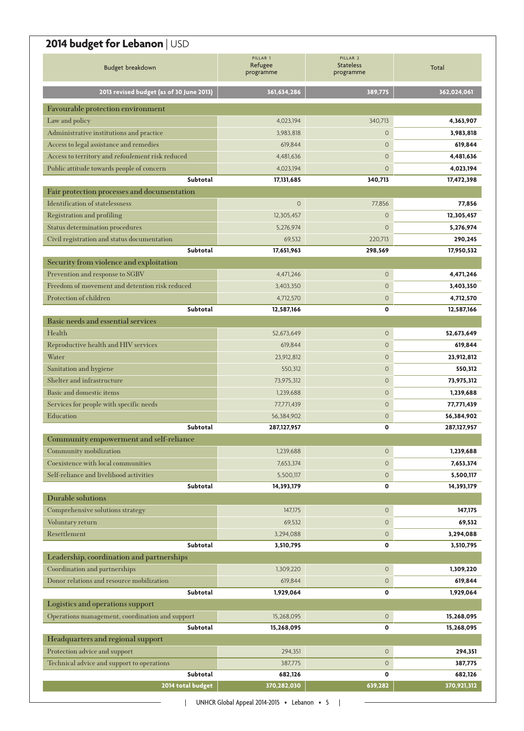## 2014 budget for Lebanon | USD

| Budget breakdown | PILLAR 1 Refugee programme | PILLAR 2 Stateless programme | Total |
|---|---|---|---|
| **2013 revised budget (as of 30 June 2013)** | **361,634,286** | **389,775** | **362,024,061** |
| **Favourable protection environment** | | | |
| Law and policy | 4,023,194 | 340,713 | **4,363,907** |
| Administrative institutions and practice | 3,983,818 | 0 | **3,983,818** |
| Access to legal assistance and remedies | 619,844 | 0 | **619,844** |
| Access to territory and *refoulement* risk reduced | 4,481,636 | 0 | **4,481,636** |
| Public attitude towards people of concern | 4,023,194 | 0 | **4,023,194** |
| **Subtotal** | **17,131,685** | **340,713** | **17,472,398** |
| **Fair protection processes and documentation** | | | |
| Identification of statelessness | 0 | 77,856 | **77,856** |
| Registration and profiling | 12,305,457 | 0 | **12,305,457** |
| Status determination procedures | 5,276,974 | 0 | **5,276,974** |
| Civil registration and status documentation | 69,532 | 220,713 | **290,245** |
| **Subtotal** | **17,651,963** | **298,569** | **17,950,532** |
| **Security from violence and exploitation** | | | |
| Prevention and response to SGBV | 4,471,246 | 0 | **4,471,246** |
| Freedom of movement and detention risk reduced | 3,403,350 | 0 | **3,403,350** |
| Protection of children | 4,712,570 | 0 | **4,712,570** |
| **Subtotal** | **12,587,166** | **0** | **12,587,166** |
| **Basic needs and essential services** | | | |
| Health | 52,673,649 | 0 | **52,673,649** |
| Reproductive health and HIV services | 619,844 | 0 | **619,844** |
| Water | 23,912,812 | 0 | **23,912,812** |
| Sanitation and hygiene | 550,312 | 0 | **550,312** |
| Shelter and infrastructure | 73,975,312 | 0 | **73,975,312** |
| Basic and domestic items | 1,239,688 | 0 | **1,239,688** |
| Services for people with specific needs | 77,771,439 | 0 | **77,771,439** |
| Education | 56,384,902 | 0 | **56,384,902** |
| **Subtotal** | **287,127,957** | **0** | **287,127,957** |
| **Community empowerment and self-reliance** | | | |
| Community mobilization | 1,239,688 | 0 | **1,239,688** |
| Coexistence with local communities | 7,653,374 | 0 | **7,653,374** |
| Self-reliance and livelihood activities | 5,500,117 | 0 | **5,500,117** |
| **Subtotal** | **14,393,179** | **0** | **14,393,179** |
| **Durable solutions** | | | |
| Comprehensive solutions strategy | 147,175 | 0 | **147,175** |
| Voluntary return | 69,532 | 0 | **69,532** |
| Resettlement | 3,294,088 | 0 | **3,294,088** |
| **Subtotal** | **3,510,795** | **0** | **3,510,795** |
| **Leadership, coordination and partnerships** | | | |
| Coordination and partnerships | 1,309,220 | 0 | **1,309,220** |
| Donor relations and resource mobilization | 619,844 | 0 | **619,844** |
| **Subtotal** | **1,929,064** | **0** | **1,929,064** |
| **Logistics and operations support** | | | |
| Operations management, coordination and support | 15,268,095 | 0 | **15,268,095** |
| **Subtotal** | **15,268,095** | **0** | **15,268,095** |
| **Headquarters and regional support** | | | |
| Protection advice and support | 294,351 | 0 | **294,351** |
| Technical advice and support to operations | 387,775 | 0 | **387,775** |
| **Subtotal** | **682,126** | **0** | **682,126** |
| **2014 total budget** | **370,282,030** | **639,282** | **370,921,312** |